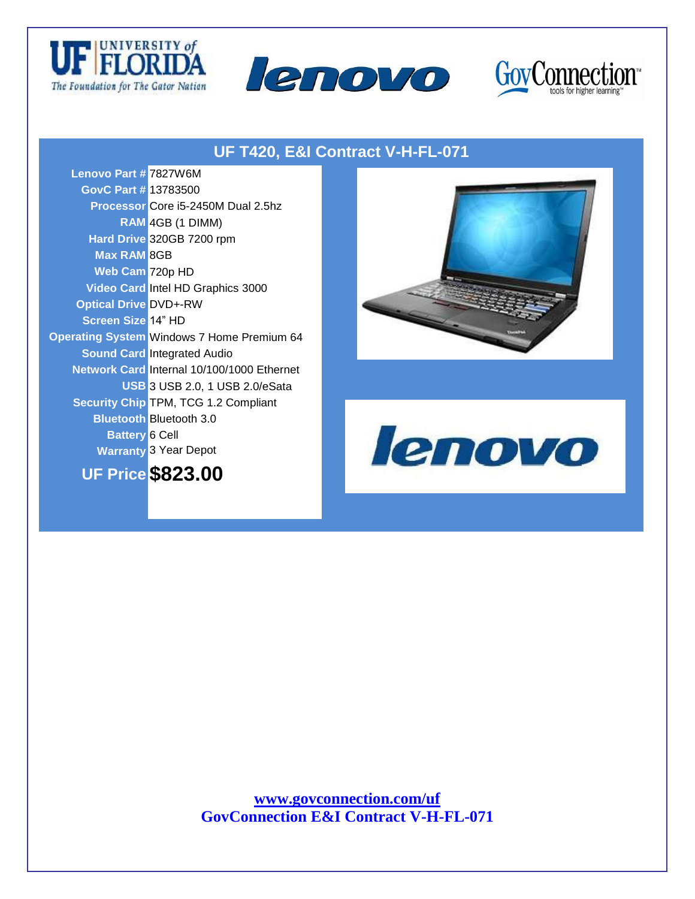# UF T420, E&I Contract V-H-FL-071

| | |
|---|---|
| **Lenovo Part #** | 7827W6M |
| **GovC Part #** | 13783500 |
| **Processor** | Core i5-2450M Dual 2.5hz |
| **RAM** | 4GB (1 DIMM) |
| **Hard Drive** | 320GB 7200 rpm |
| **Max RAM** | 8GB |
| **Web Cam** | 720p HD |
| **Video Card** | Intel HD Graphics 3000 |
| **Optical Drive** | DVD+-RW |
| **Screen Size** | 14" HD |
| **Operating System** | Windows 7 Home Premium 64 |
| **Sound Card** | Integrated Audio |
| **Network Card** | Internal 10/100/1000 Ethernet |
| **USB** | 3 USB 2.0, 1 USB 2.0/eSata |
| **Security Chip** | TPM, TCG 1.2 Compliant |
| **Bluetooth** | Bluetooth 3.0 |
| **Battery** | 6 Cell |
| **Warranty** | 3 Year Depot |
| **UF Price** | **$823.00** |

[www.govconnection.com/uf](http://www.govconnection.com/uf)

**GovConnection E&I Contract V-H-FL-071**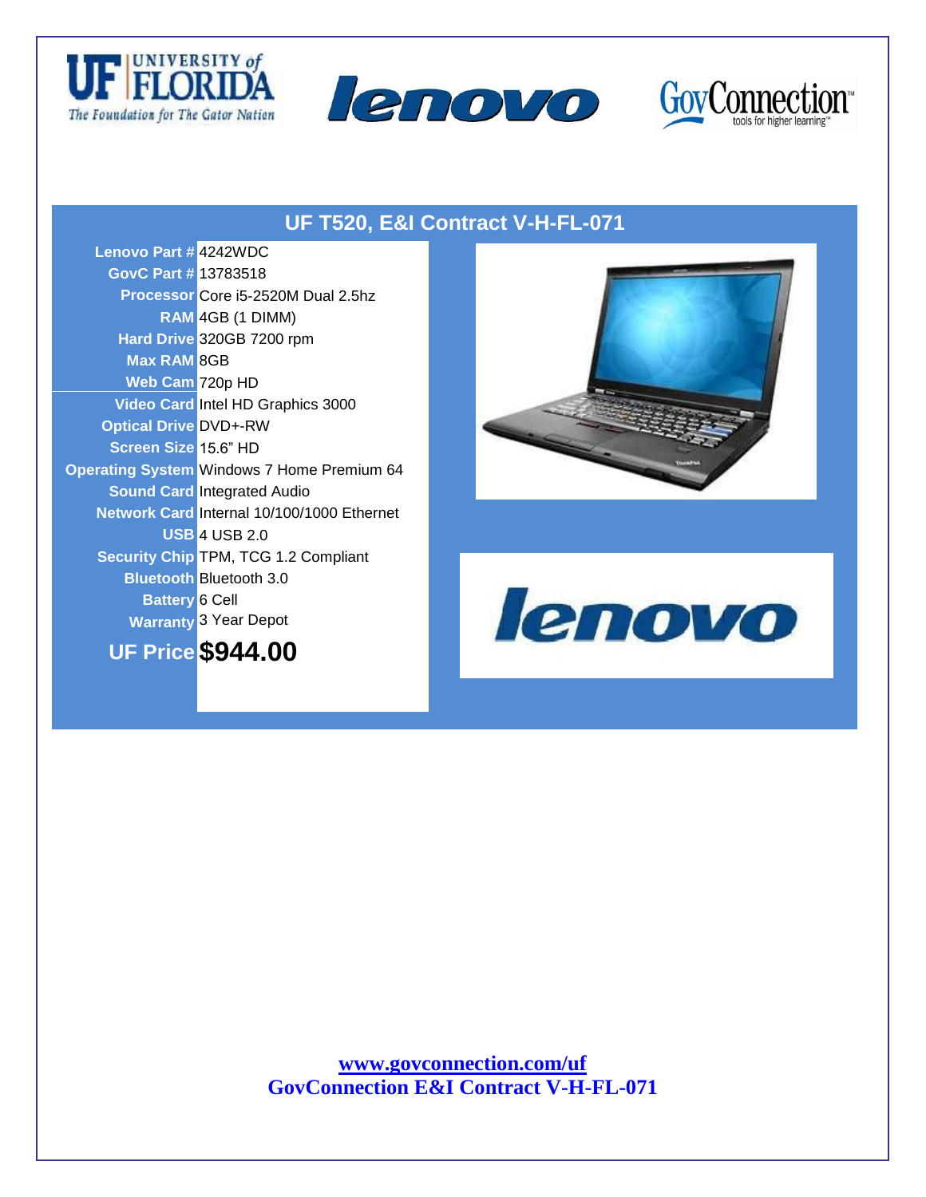## UF T520, E&I Contract V-H-FL-071

| | |
|---|---|
| **Lenovo Part #** | 4242WDC |
| **GovC Part #** | 13783518 |
| **Processor** | Core i5-2520M Dual 2.5hz |
| **RAM** | 4GB (1 DIMM) |
| **Hard Drive** | 320GB 7200 rpm |
| **Max RAM** | 8GB |
| **Web Cam** | 720p HD |
| **Video Card** | Intel HD Graphics 3000 |
| **Optical Drive** | DVD+-RW |
| **Screen Size** | 15.6" HD |
| **Operating System** | Windows 7 Home Premium 64 |
| **Sound Card** | Integrated Audio |
| **Network Card** | Internal 10/100/1000 Ethernet |
| **USB** | 4 USB 2.0 |
| **Security Chip** | TPM, TCG 1.2 Compliant |
| **Bluetooth** | Bluetooth 3.0 |
| **Battery** | 6 Cell |
| **Warranty** | 3 Year Depot |
| **UF Price** | **$944.00** |

**www.govconnection.com/uf**
**GovConnection E&I Contract V-H-FL-071**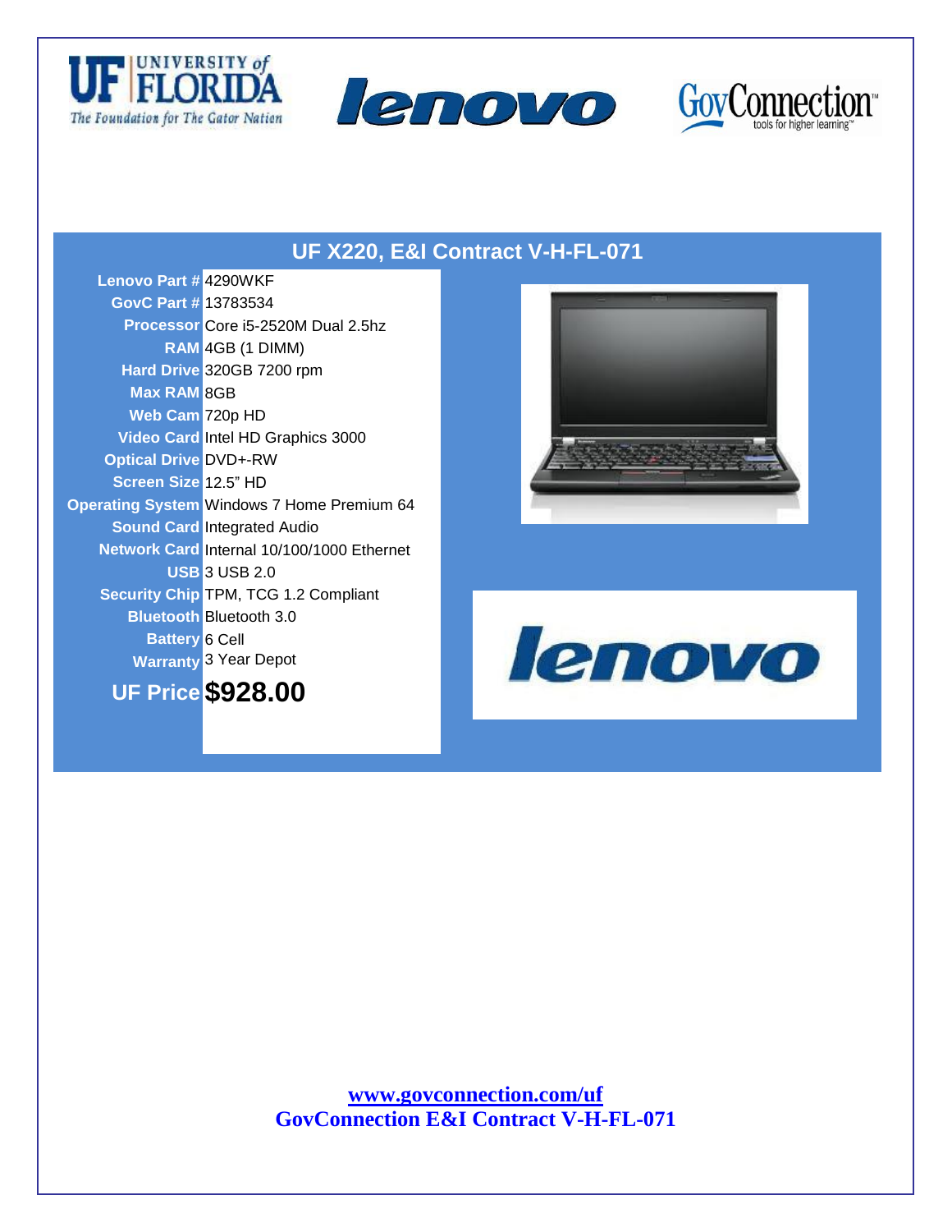## UF X220, E&I Contract V-H-FL-071

| | |
|---|---|
| **Lenovo Part #** | 4290WKF |
| **GovC Part #** | 13783534 |
| **Processor** | Core i5-2520M Dual 2.5hz |
| **RAM** | 4GB (1 DIMM) |
| **Hard Drive** | 320GB 7200 rpm |
| **Max RAM** | 8GB |
| **Web Cam** | 720p HD |
| **Video Card** | Intel HD Graphics 3000 |
| **Optical Drive** | DVD+-RW |
| **Screen Size** | 12.5" HD |
| **Operating System** | Windows 7 Home Premium 64 |
| **Sound Card** | Integrated Audio |
| **Network Card** | Internal 10/100/1000 Ethernet |
| **USB** | 3 USB 2.0 |
| **Security Chip** | TPM, TCG 1.2 Compliant |
| **Bluetooth** | Bluetooth 3.0 |
| **Battery** | 6 Cell |
| **Warranty** | 3 Year Depot |
| **UF Price** | **$928.00** |

**www.govconnection.com/uf**
**GovConnection E&I Contract V-H-FL-071**